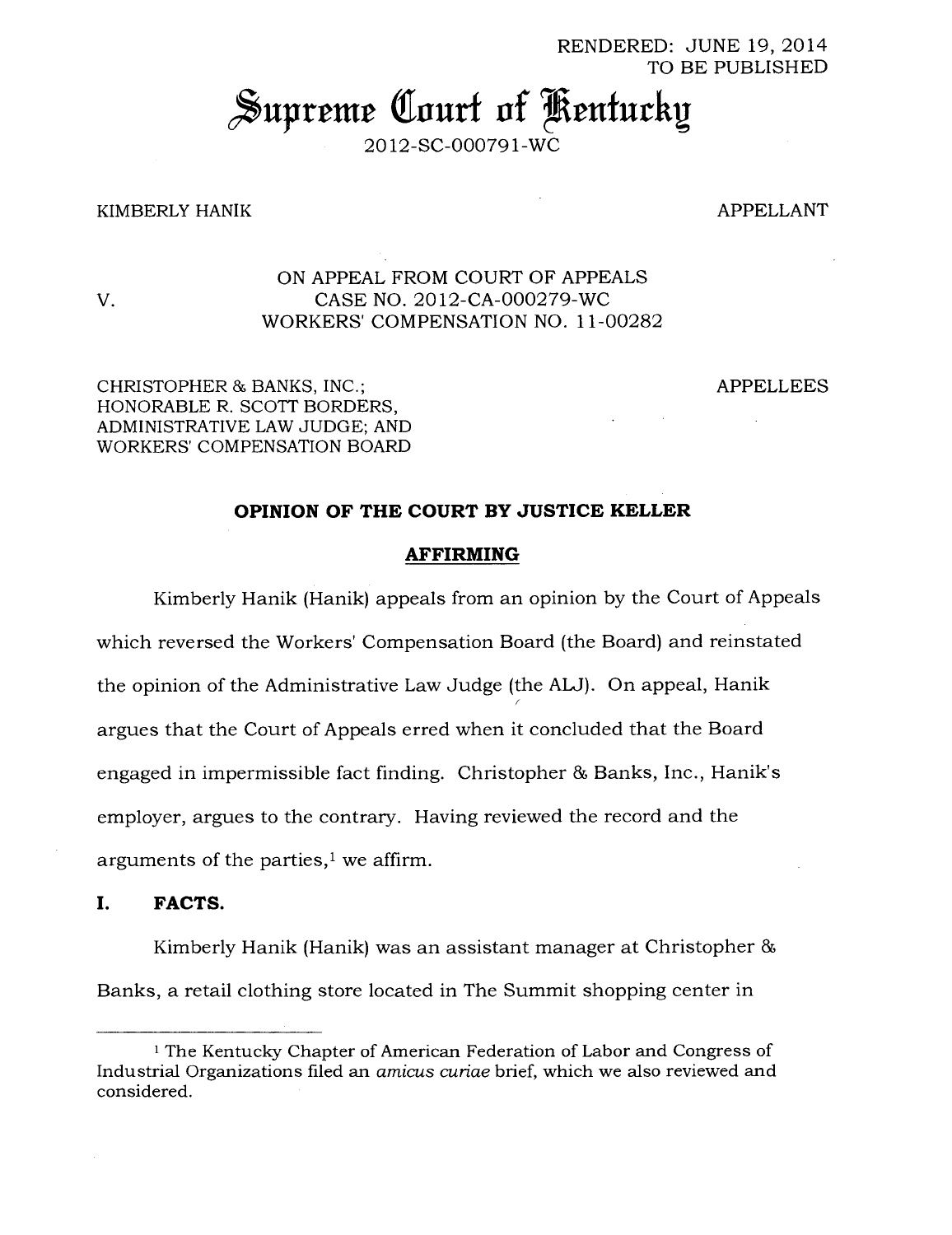RENDERED: JUNE 19, 2014
TO BE PUBLISHED

# Supreme Court of Kentucky

2012-SC-000791-WC

KIMBERLY HANIK — APPELLANT

V.

ON APPEAL FROM COURT OF APPEALS
CASE NO. 2012-CA-000279-WC
WORKERS' COMPENSATION NO. 11-00282

CHRISTOPHER & BANKS, INC.; HONORABLE R. SCOTT BORDERS, ADMINISTRATIVE LAW JUDGE; AND WORKERS' COMPENSATION BOARD — APPELLEES

## OPINION OF THE COURT BY JUSTICE KELLER

## AFFIRMING

Kimberly Hanik (Hanik) appeals from an opinion by the Court of Appeals which reversed the Workers' Compensation Board (the Board) and reinstated the opinion of the Administrative Law Judge (the ALJ). On appeal, Hanik argues that the Court of Appeals erred when it concluded that the Board engaged in impermissible fact finding. Christopher & Banks, Inc., Hanik's employer, argues to the contrary. Having reviewed the record and the arguments of the parties,[1] we affirm.

## I. FACTS.

Kimberly Hanik (Hanik) was an assistant manager at Christopher & Banks, a retail clothing store located in The Summit shopping center in

[1] The Kentucky Chapter of American Federation of Labor and Congress of Industrial Organizations filed an *amicus curiae* brief, which we also reviewed and considered.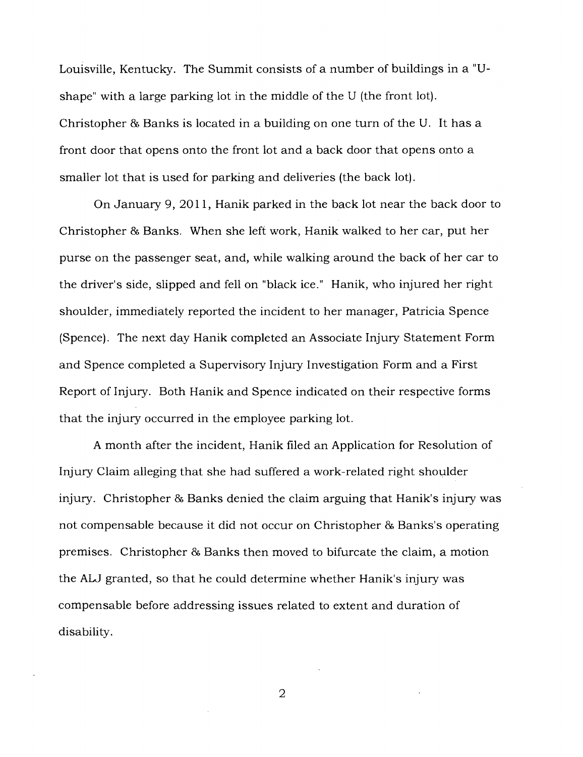Louisville, Kentucky. The Summit consists of a number of buildings in a "U-shape" with a large parking lot in the middle of the U (the front lot). Christopher & Banks is located in a building on one turn of the U. It has a front door that opens onto the front lot and a back door that opens onto a smaller lot that is used for parking and deliveries (the back lot).

On January 9, 2011, Hanik parked in the back lot near the back door to Christopher & Banks. When she left work, Hanik walked to her car, put her purse on the passenger seat, and, while walking around the back of her car to the driver's side, slipped and fell on "black ice." Hanik, who injured her right shoulder, immediately reported the incident to her manager, Patricia Spence (Spence). The next day Hanik completed an Associate Injury Statement Form and Spence completed a Supervisory Injury Investigation Form and a First Report of Injury. Both Hanik and Spence indicated on their respective forms that the injury occurred in the employee parking lot.

A month after the incident, Hanik filed an Application for Resolution of Injury Claim alleging that she had suffered a work-related right shoulder injury. Christopher & Banks denied the claim arguing that Hanik's injury was not compensable because it did not occur on Christopher & Banks's operating premises. Christopher & Banks then moved to bifurcate the claim, a motion the ALJ granted, so that he could determine whether Hanik's injury was compensable before addressing issues related to extent and duration of disability.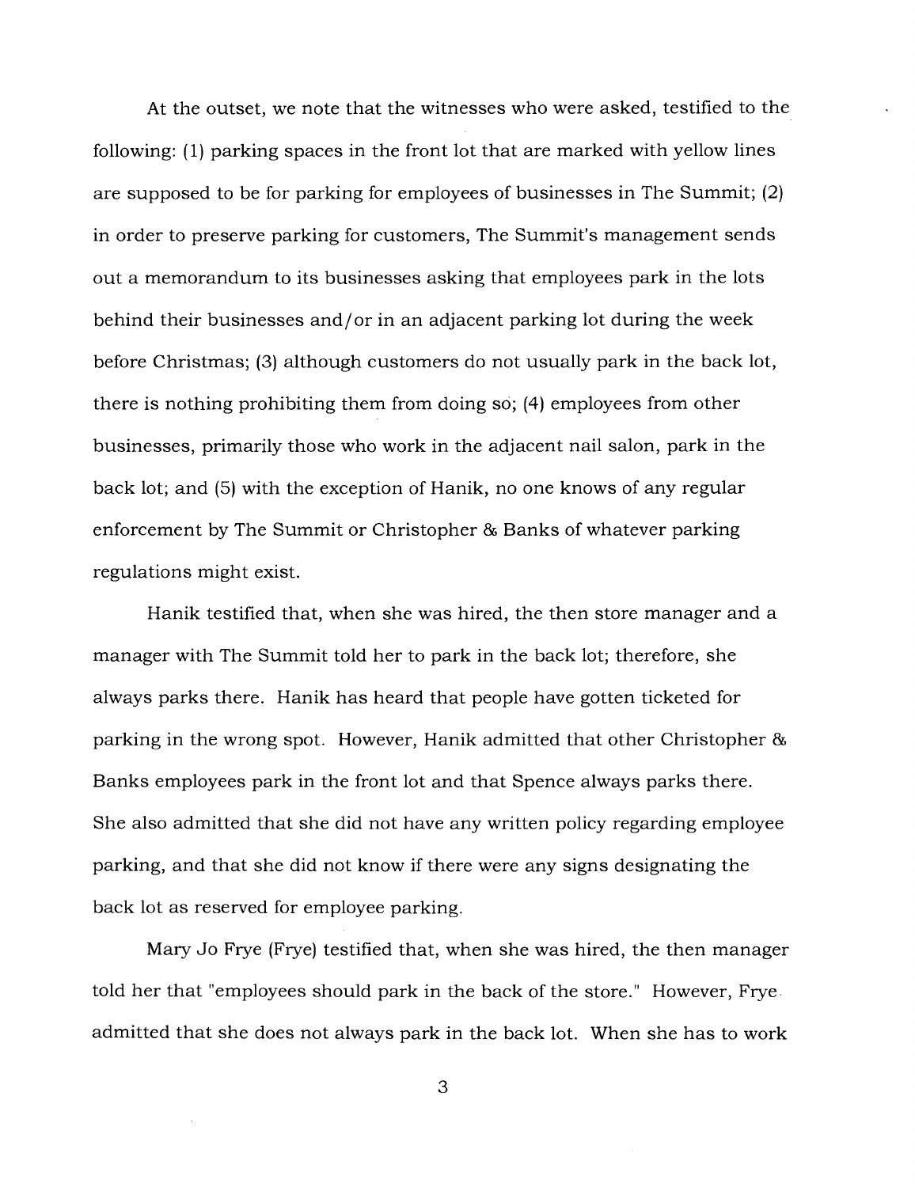At the outset, we note that the witnesses who were asked, testified to the following: (1) parking spaces in the front lot that are marked with yellow lines are supposed to be for parking for employees of businesses in The Summit; (2) in order to preserve parking for customers, The Summit's management sends out a memorandum to its businesses asking that employees park in the lots behind their businesses and/or in an adjacent parking lot during the week before Christmas; (3) although customers do not usually park in the back lot, there is nothing prohibiting them from doing so; (4) employees from other businesses, primarily those who work in the adjacent nail salon, park in the back lot; and (5) with the exception of Hanik, no one knows of any regular enforcement by The Summit or Christopher & Banks of whatever parking regulations might exist.

Hanik testified that, when she was hired, the then store manager and a manager with The Summit told her to park in the back lot; therefore, she always parks there. Hanik has heard that people have gotten ticketed for parking in the wrong spot. However, Hanik admitted that other Christopher & Banks employees park in the front lot and that Spence always parks there. She also admitted that she did not have any written policy regarding employee parking, and that she did not know if there were any signs designating the back lot as reserved for employee parking.

Mary Jo Frye (Frye) testified that, when she was hired, the then manager told her that "employees should park in the back of the store." However, Frye admitted that she does not always park in the back lot. When she has to work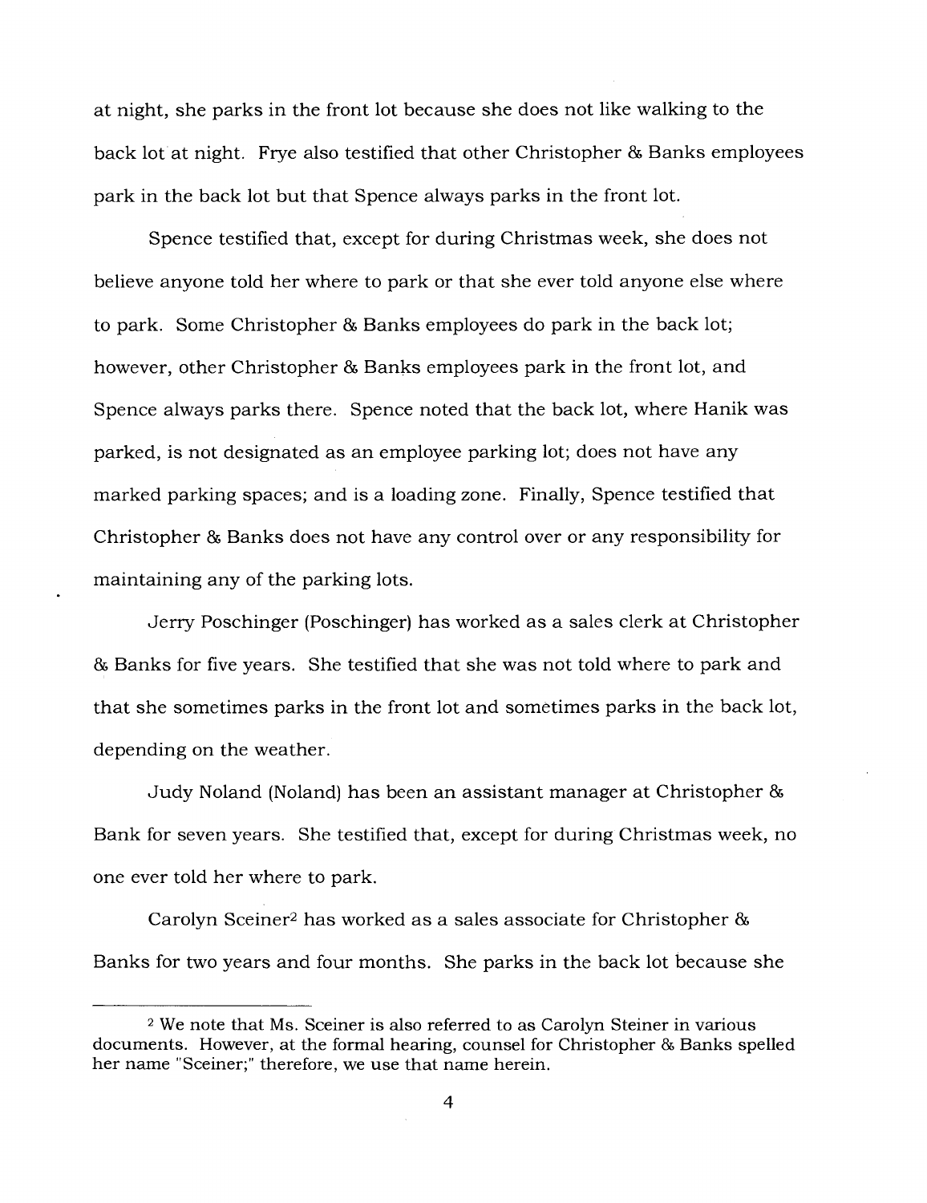at night, she parks in the front lot because she does not like walking to the back lot at night. Frye also testified that other Christopher & Banks employees park in the back lot but that Spence always parks in the front lot.

Spence testified that, except for during Christmas week, she does not believe anyone told her where to park or that she ever told anyone else where to park. Some Christopher & Banks employees do park in the back lot; however, other Christopher & Banks employees park in the front lot, and Spence always parks there. Spence noted that the back lot, where Hanik was parked, is not designated as an employee parking lot; does not have any marked parking spaces; and is a loading zone. Finally, Spence testified that Christopher & Banks does not have any control over or any responsibility for maintaining any of the parking lots.

Jerry Poschinger (Poschinger) has worked as a sales clerk at Christopher & Banks for five years. She testified that she was not told where to park and that she sometimes parks in the front lot and sometimes parks in the back lot, depending on the weather.

Judy Noland (Noland) has been an assistant manager at Christopher & Bank for seven years. She testified that, except for during Christmas week, no one ever told her where to park.

Carolyn Sceiner[2] has worked as a sales associate for Christopher & Banks for two years and four months. She parks in the back lot because she

[2] We note that Ms. Sceiner is also referred to as Carolyn Steiner in various documents. However, at the formal hearing, counsel for Christopher & Banks spelled her name "Sceiner;" therefore, we use that name herein.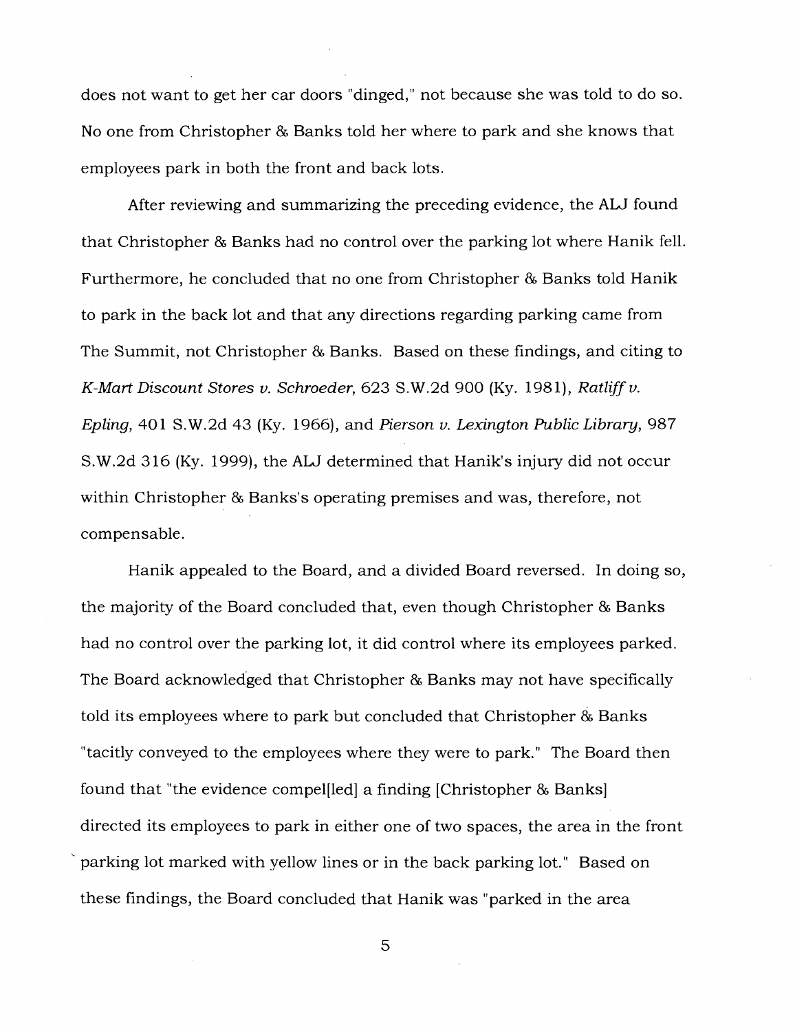does not want to get her car doors "dinged," not because she was told to do so. No one from Christopher & Banks told her where to park and she knows that employees park in both the front and back lots.

After reviewing and summarizing the preceding evidence, the ALJ found that Christopher & Banks had no control over the parking lot where Hanik fell. Furthermore, he concluded that no one from Christopher & Banks told Hanik to park in the back lot and that any directions regarding parking came from The Summit, not Christopher & Banks. Based on these findings, and citing to *K-Mart Discount Stores v. Schroeder*, 623 S.W.2d 900 (Ky. 1981), *Ratliff v. Epling*, 401 S.W.2d 43 (Ky. 1966), and *Pierson v. Lexington Public Library*, 987 S.W.2d 316 (Ky. 1999), the ALJ determined that Hanik's injury did not occur within Christopher & Banks's operating premises and was, therefore, not compensable.

Hanik appealed to the Board, and a divided Board reversed. In doing so, the majority of the Board concluded that, even though Christopher & Banks had no control over the parking lot, it did control where its employees parked. The Board acknowledged that Christopher & Banks may not have specifically told its employees where to park but concluded that Christopher & Banks "tacitly conveyed to the employees where they were to park." The Board then found that "the evidence compel[led] a finding [Christopher & Banks] directed its employees to park in either one of two spaces, the area in the front parking lot marked with yellow lines or in the back parking lot." Based on these findings, the Board concluded that Hanik was "parked in the area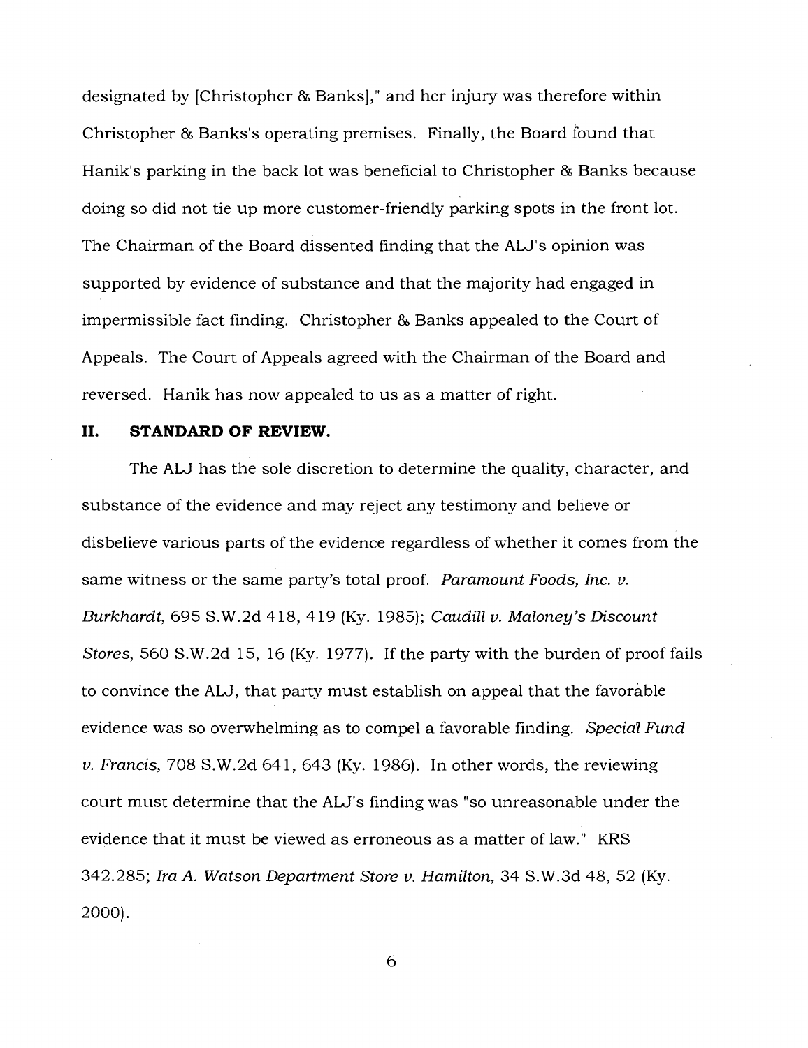designated by [Christopher & Banks]," and her injury was therefore within Christopher & Banks's operating premises. Finally, the Board found that Hanik's parking in the back lot was beneficial to Christopher & Banks because doing so did not tie up more customer-friendly parking spots in the front lot. The Chairman of the Board dissented finding that the ALJ's opinion was supported by evidence of substance and that the majority had engaged in impermissible fact finding. Christopher & Banks appealed to the Court of Appeals. The Court of Appeals agreed with the Chairman of the Board and reversed. Hanik has now appealed to us as a matter of right.

## II. STANDARD OF REVIEW.

The ALJ has the sole discretion to determine the quality, character, and substance of the evidence and may reject any testimony and believe or disbelieve various parts of the evidence regardless of whether it comes from the same witness or the same party's total proof. *Paramount Foods, Inc. v. Burkhardt*, 695 S.W.2d 418, 419 (Ky. 1985); *Caudill v. Maloney's Discount Stores*, 560 S.W.2d 15, 16 (Ky. 1977). If the party with the burden of proof fails to convince the ALJ, that party must establish on appeal that the favorable evidence was so overwhelming as to compel a favorable finding. *Special Fund v. Francis*, 708 S.W.2d 641, 643 (Ky. 1986). In other words, the reviewing court must determine that the ALJ's finding was "so unreasonable under the evidence that it must be viewed as erroneous as a matter of law." KRS 342.285; *Ira A. Watson Department Store v. Hamilton*, 34 S.W.3d 48, 52 (Ky. 2000).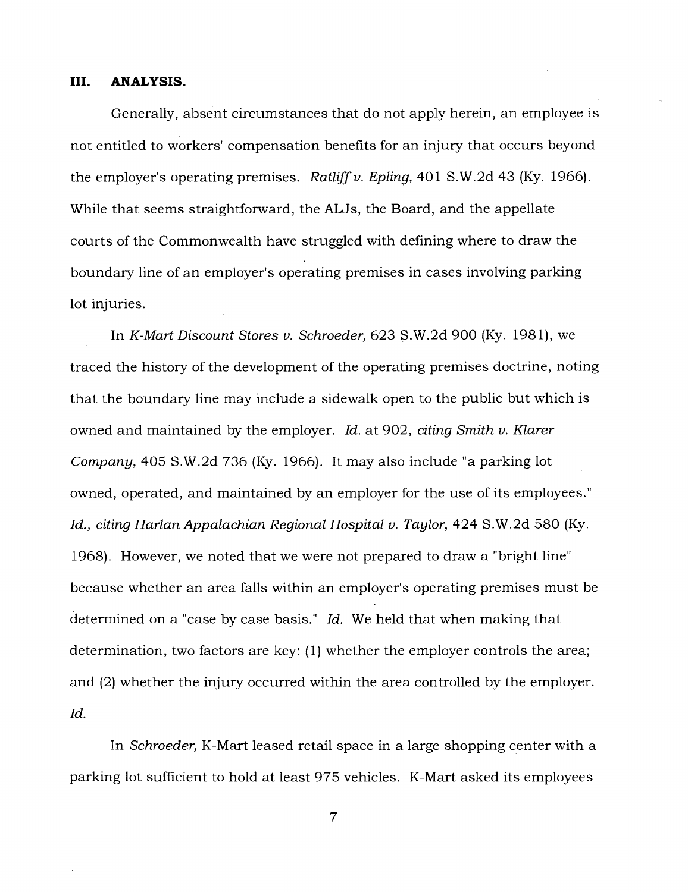## III. ANALYSIS.

Generally, absent circumstances that do not apply herein, an employee is not entitled to workers' compensation benefits for an injury that occurs beyond the employer's operating premises. *Ratliff v. Epling*, 401 S.W.2d 43 (Ky. 1966). While that seems straightforward, the ALJs, the Board, and the appellate courts of the Commonwealth have struggled with defining where to draw the boundary line of an employer's operating premises in cases involving parking lot injuries.

In *K-Mart Discount Stores v. Schroeder*, 623 S.W.2d 900 (Ky. 1981), we traced the history of the development of the operating premises doctrine, noting that the boundary line may include a sidewalk open to the public but which is owned and maintained by the employer. *Id.* at 902, *citing Smith v. Klarer Company*, 405 S.W.2d 736 (Ky. 1966). It may also include "a parking lot owned, operated, and maintained by an employer for the use of its employees." *Id., citing Harlan Appalachian Regional Hospital v. Taylor*, 424 S.W.2d 580 (Ky. 1968). However, we noted that we were not prepared to draw a "bright line" because whether an area falls within an employer's operating premises must be determined on a "case by case basis." *Id.* We held that when making that determination, two factors are key: (1) whether the employer controls the area; and (2) whether the injury occurred within the area controlled by the employer. *Id.*

In *Schroeder*, K-Mart leased retail space in a large shopping center with a parking lot sufficient to hold at least 975 vehicles. K-Mart asked its employees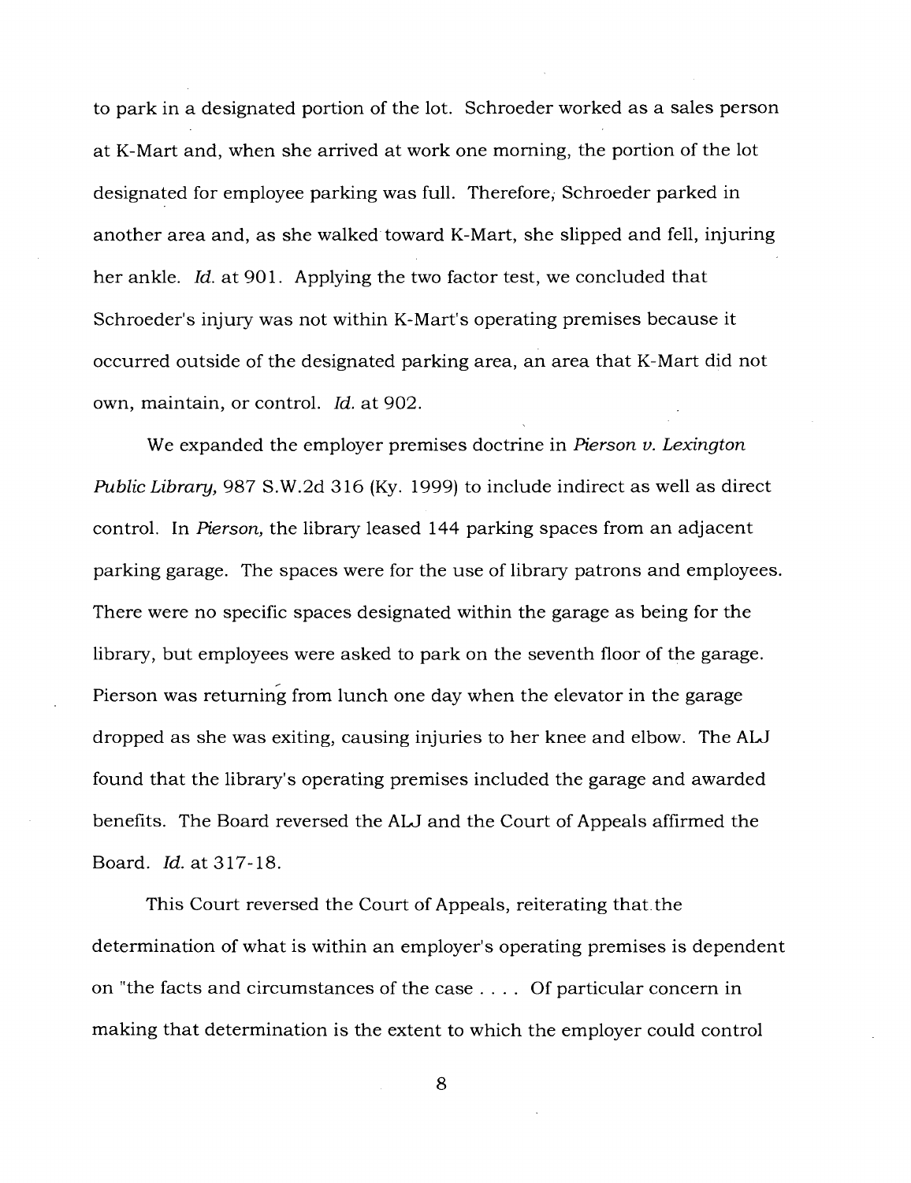to park in a designated portion of the lot. Schroeder worked as a sales person at K-Mart and, when she arrived at work one morning, the portion of the lot designated for employee parking was full. Therefore, Schroeder parked in another area and, as she walked toward K-Mart, she slipped and fell, injuring her ankle. *Id.* at 901. Applying the two factor test, we concluded that Schroeder's injury was not within K-Mart's operating premises because it occurred outside of the designated parking area, an area that K-Mart did not own, maintain, or control. *Id.* at 902.

We expanded the employer premises doctrine in *Pierson v. Lexington Public Library,* 987 S.W.2d 316 (Ky. 1999) to include indirect as well as direct control. In *Pierson,* the library leased 144 parking spaces from an adjacent parking garage. The spaces were for the use of library patrons and employees. There were no specific spaces designated within the garage as being for the library, but employees were asked to park on the seventh floor of the garage. Pierson was returning from lunch one day when the elevator in the garage dropped as she was exiting, causing injuries to her knee and elbow. The ALJ found that the library's operating premises included the garage and awarded benefits. The Board reversed the ALJ and the Court of Appeals affirmed the Board. *Id.* at 317-18.

This Court reversed the Court of Appeals, reiterating that the determination of what is within an employer's operating premises is dependent on "the facts and circumstances of the case . . . . Of particular concern in making that determination is the extent to which the employer could control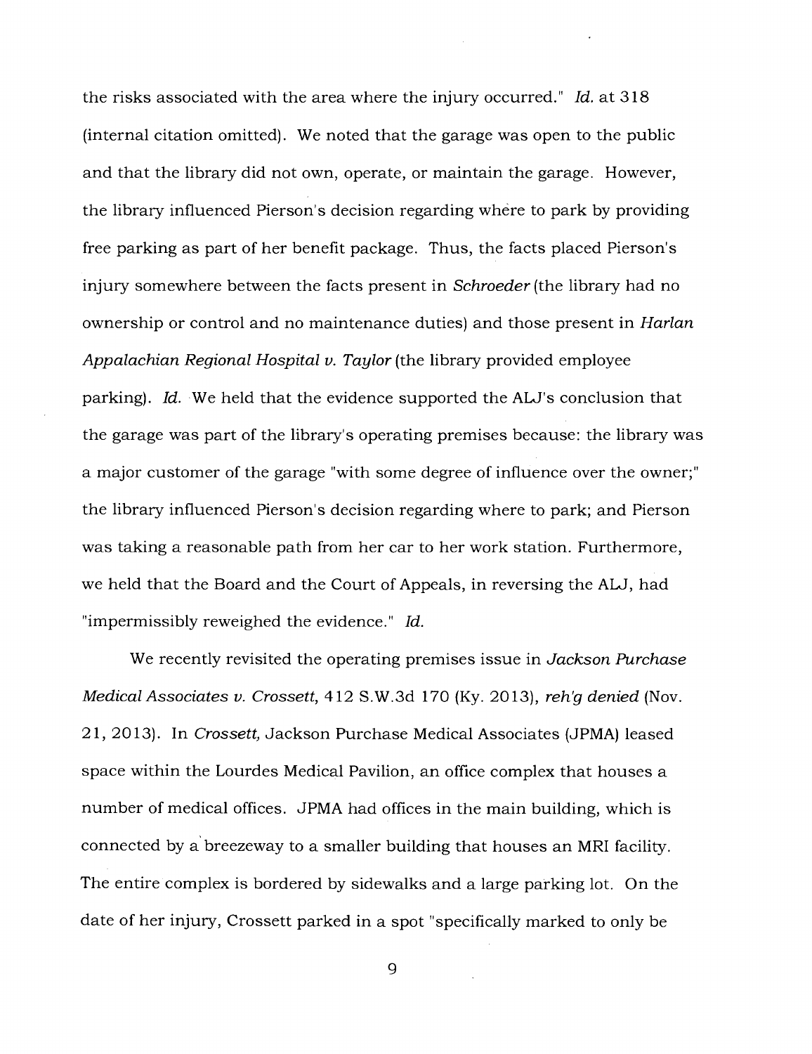the risks associated with the area where the injury occurred." *Id.* at 318 (internal citation omitted). We noted that the garage was open to the public and that the library did not own, operate, or maintain the garage. However, the library influenced Pierson's decision regarding where to park by providing free parking as part of her benefit package. Thus, the facts placed Pierson's injury somewhere between the facts present in *Schroeder* (the library had no ownership or control and no maintenance duties) and those present in *Harlan Appalachian Regional Hospital v. Taylor* (the library provided employee parking). *Id.* We held that the evidence supported the ALJ's conclusion that the garage was part of the library's operating premises because: the library was a major customer of the garage "with some degree of influence over the owner;" the library influenced Pierson's decision regarding where to park; and Pierson was taking a reasonable path from her car to her work station. Furthermore, we held that the Board and the Court of Appeals, in reversing the ALJ, had "impermissibly reweighed the evidence." *Id.*

We recently revisited the operating premises issue in *Jackson Purchase Medical Associates v. Crossett*, 412 S.W.3d 170 (Ky. 2013), *reh'g denied* (Nov. 21, 2013). In *Crossett,* Jackson Purchase Medical Associates (JPMA) leased space within the Lourdes Medical Pavilion, an office complex that houses a number of medical offices. JPMA had offices in the main building, which is connected by a breezeway to a smaller building that houses an MRI facility. The entire complex is bordered by sidewalks and a large parking lot. On the date of her injury, Crossett parked in a spot "specifically marked to only be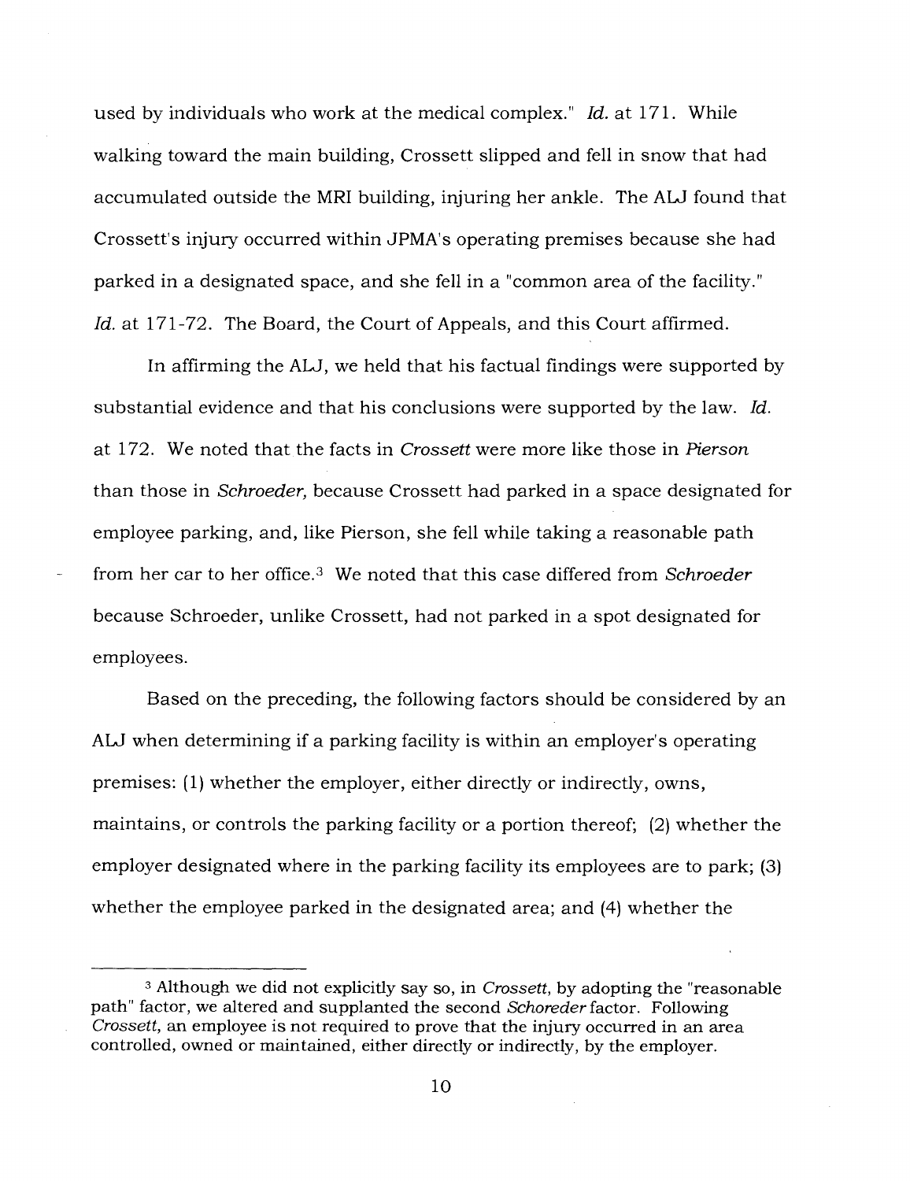used by individuals who work at the medical complex." *Id.* at 171. While walking toward the main building, Crossett slipped and fell in snow that had accumulated outside the MRI building, injuring her ankle. The ALJ found that Crossett's injury occurred within JPMA's operating premises because she had parked in a designated space, and she fell in a "common area of the facility." *Id.* at 171-72. The Board, the Court of Appeals, and this Court affirmed.

In affirming the ALJ, we held that his factual findings were supported by substantial evidence and that his conclusions were supported by the law. *Id.* at 172. We noted that the facts in *Crossett* were more like those in *Pierson* than those in *Schroeder,* because Crossett had parked in a space designated for employee parking, and, like Pierson, she fell while taking a reasonable path from her car to her office.[3] We noted that this case differed from *Schroeder* because Schroeder, unlike Crossett, had not parked in a spot designated for employees.

Based on the preceding, the following factors should be considered by an ALJ when determining if a parking facility is within an employer's operating premises: (1) whether the employer, either directly or indirectly, owns, maintains, or controls the parking facility or a portion thereof; (2) whether the employer designated where in the parking facility its employees are to park; (3) whether the employee parked in the designated area; and (4) whether the

---

[3] Although we did not explicitly say so, in *Crossett,* by adopting the "reasonable path" factor, we altered and supplanted the second *Schoreder* factor. Following *Crossett,* an employee is not required to prove that the injury occurred in an area controlled, owned or maintained, either directly or indirectly, by the employer.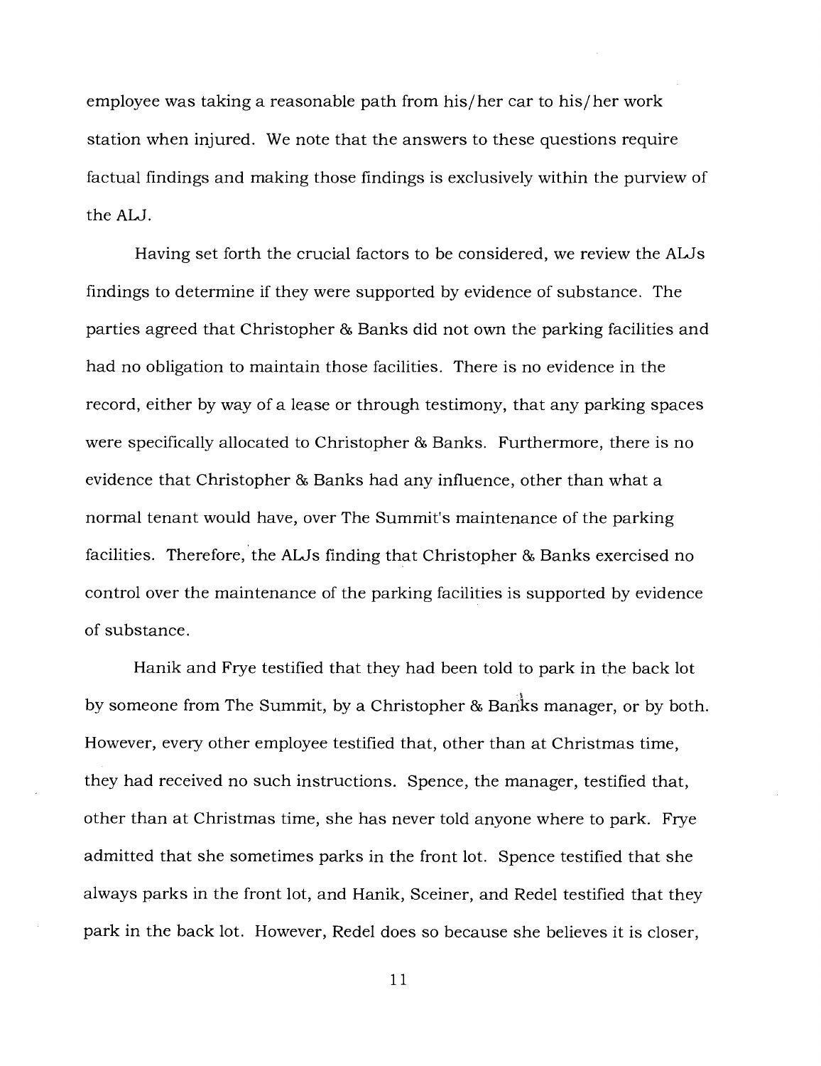employee was taking a reasonable path from his/her car to his/her work station when injured. We note that the answers to these questions require factual findings and making those findings is exclusively within the purview of the ALJ.

Having set forth the crucial factors to be considered, we review the ALJs findings to determine if they were supported by evidence of substance. The parties agreed that Christopher & Banks did not own the parking facilities and had no obligation to maintain those facilities. There is no evidence in the record, either by way of a lease or through testimony, that any parking spaces were specifically allocated to Christopher & Banks. Furthermore, there is no evidence that Christopher & Banks had any influence, other than what a normal tenant would have, over The Summit's maintenance of the parking facilities. Therefore, the ALJs finding that Christopher & Banks exercised no control over the maintenance of the parking facilities is supported by evidence of substance.

Hanik and Frye testified that they had been told to park in the back lot by someone from The Summit, by a Christopher & Banks manager, or by both. However, every other employee testified that, other than at Christmas time, they had received no such instructions. Spence, the manager, testified that, other than at Christmas time, she has never told anyone where to park. Frye admitted that she sometimes parks in the front lot. Spence testified that she always parks in the front lot, and Hanik, Sceiner, and Redel testified that they park in the back lot. However, Redel does so because she believes it is closer,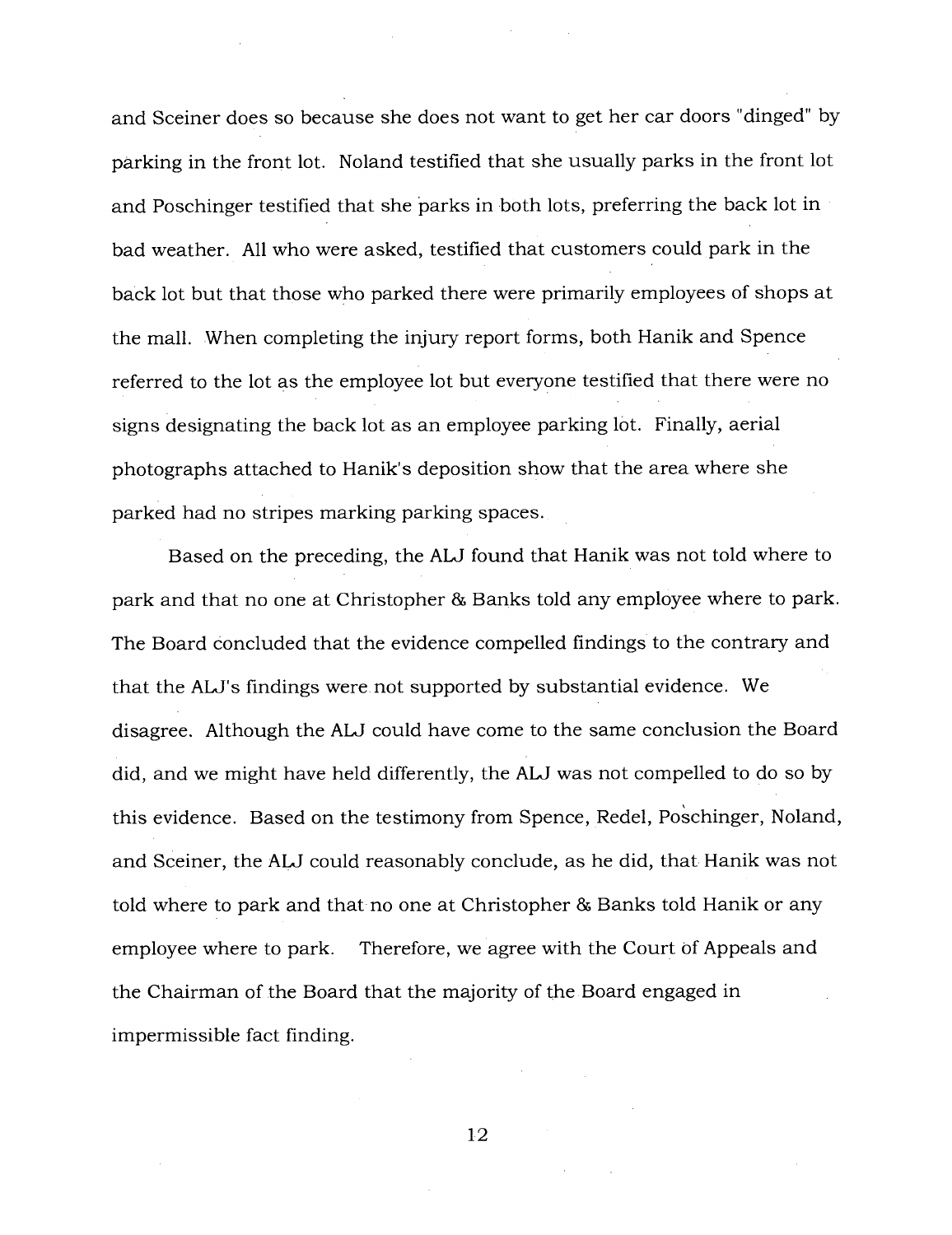and Sceiner does so because she does not want to get her car doors "dinged" by parking in the front lot. Noland testified that she usually parks in the front lot and Poschinger testified that she parks in both lots, preferring the back lot in bad weather. All who were asked, testified that customers could park in the back lot but that those who parked there were primarily employees of shops at the mall. When completing the injury report forms, both Hanik and Spence referred to the lot as the employee lot but everyone testified that there were no signs designating the back lot as an employee parking lot. Finally, aerial photographs attached to Hanik's deposition show that the area where she parked had no stripes marking parking spaces.

Based on the preceding, the ALJ found that Hanik was not told where to park and that no one at Christopher & Banks told any employee where to park. The Board concluded that the evidence compelled findings to the contrary and that the ALJ's findings were not supported by substantial evidence. We disagree. Although the ALJ could have come to the same conclusion the Board did, and we might have held differently, the ALJ was not compelled to do so by this evidence. Based on the testimony from Spence, Redel, Poschinger, Noland, and Sceiner, the ALJ could reasonably conclude, as he did, that Hanik was not told where to park and that no one at Christopher & Banks told Hanik or any employee where to park. Therefore, we agree with the Court of Appeals and the Chairman of the Board that the majority of the Board engaged in impermissible fact finding.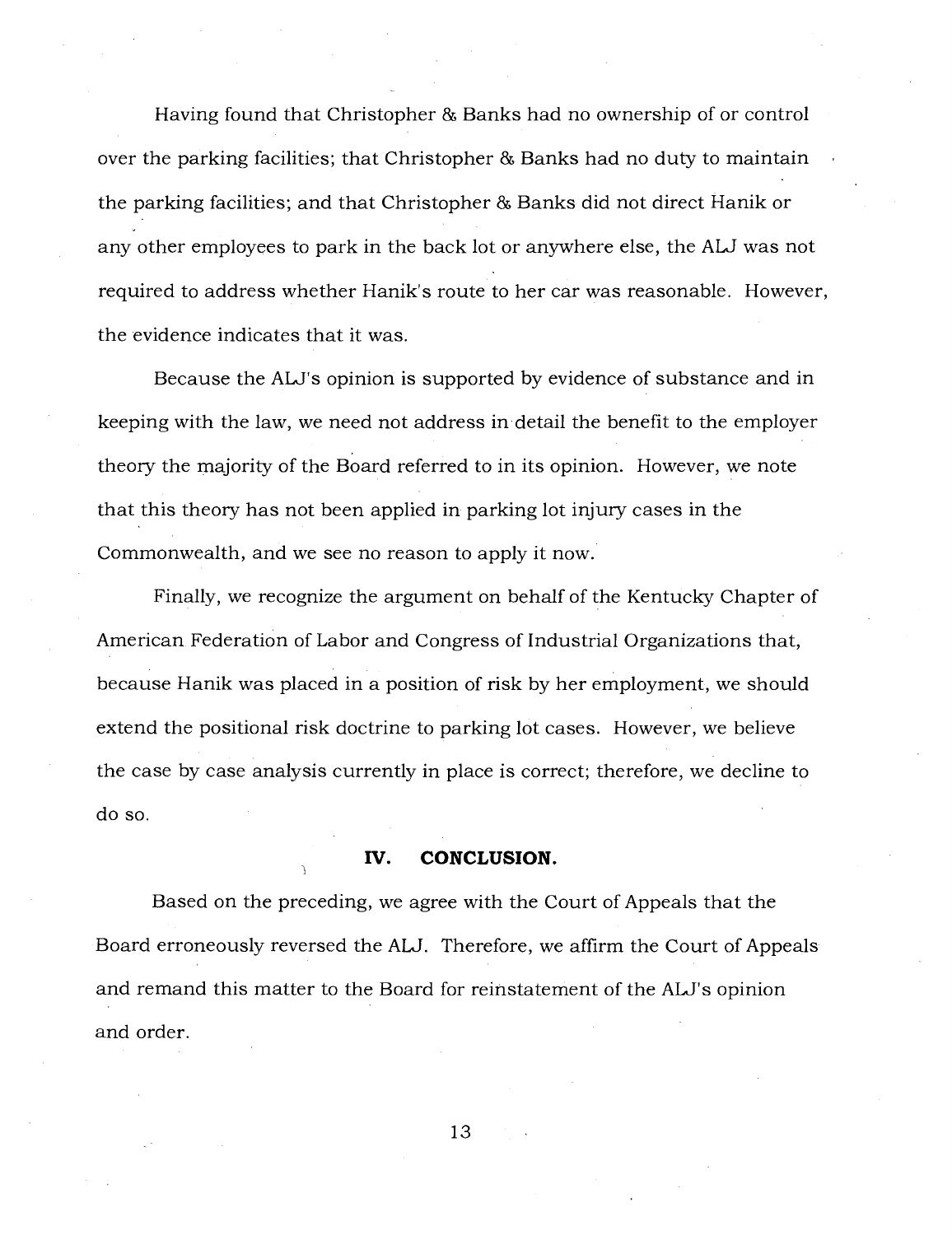Having found that Christopher & Banks had no ownership of or control over the parking facilities; that Christopher & Banks had no duty to maintain the parking facilities; and that Christopher & Banks did not direct Hanik or any other employees to park in the back lot or anywhere else, the ALJ was not required to address whether Hanik's route to her car was reasonable. However, the evidence indicates that it was.

Because the ALJ's opinion is supported by evidence of substance and in keeping with the law, we need not address in detail the benefit to the employer theory the majority of the Board referred to in its opinion. However, we note that this theory has not been applied in parking lot injury cases in the Commonwealth, and we see no reason to apply it now.

Finally, we recognize the argument on behalf of the Kentucky Chapter of American Federation of Labor and Congress of Industrial Organizations that, because Hanik was placed in a position of risk by her employment, we should extend the positional risk doctrine to parking lot cases. However, we believe the case by case analysis currently in place is correct; therefore, we decline to do so.

## IV. CONCLUSION.

Based on the preceding, we agree with the Court of Appeals that the Board erroneously reversed the ALJ. Therefore, we affirm the Court of Appeals and remand this matter to the Board for reinstatement of the ALJ's opinion and order.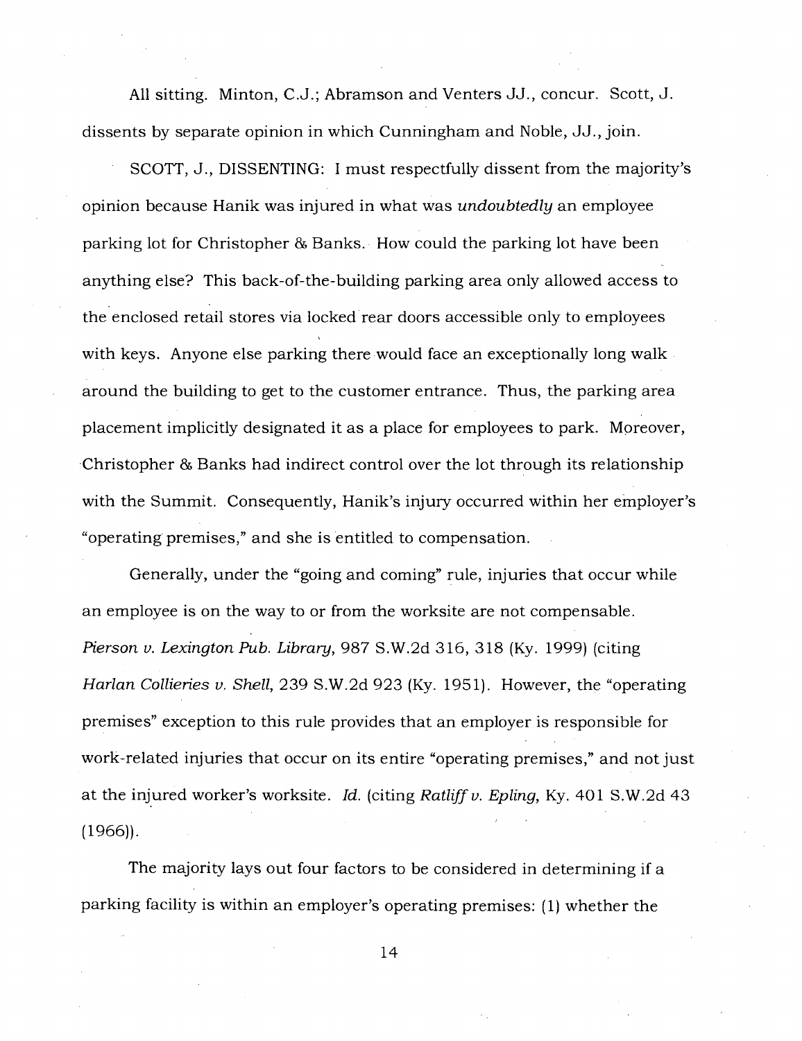All sitting. Minton, C.J.; Abramson and Venters JJ., concur. Scott, J. dissents by separate opinion in which Cunningham and Noble, JJ., join.

SCOTT, J., DISSENTING: I must respectfully dissent from the majority's opinion because Hanik was injured in what was *undoubtedly* an employee parking lot for Christopher & Banks. How could the parking lot have been anything else? This back-of-the-building parking area only allowed access to the enclosed retail stores via locked rear doors accessible only to employees with keys. Anyone else parking there would face an exceptionally long walk around the building to get to the customer entrance. Thus, the parking area placement implicitly designated it as a place for employees to park. Moreover, Christopher & Banks had indirect control over the lot through its relationship with the Summit. Consequently, Hanik's injury occurred within her employer's "operating premises," and she is entitled to compensation.

Generally, under the "going and coming" rule, injuries that occur while an employee is on the way to or from the worksite are not compensable. *Pierson v. Lexington Pub. Library*, 987 S.W.2d 316, 318 (Ky. 1999) (citing *Harlan Collieries v. Shell*, 239 S.W.2d 923 (Ky. 1951). However, the "operating premises" exception to this rule provides that an employer is responsible for work-related injuries that occur on its entire "operating premises," and not just at the injured worker's worksite. *Id.* (citing *Ratliff v. Epling*, Ky. 401 S.W.2d 43 (1966)).

The majority lays out four factors to be considered in determining if a parking facility is within an employer's operating premises: (1) whether the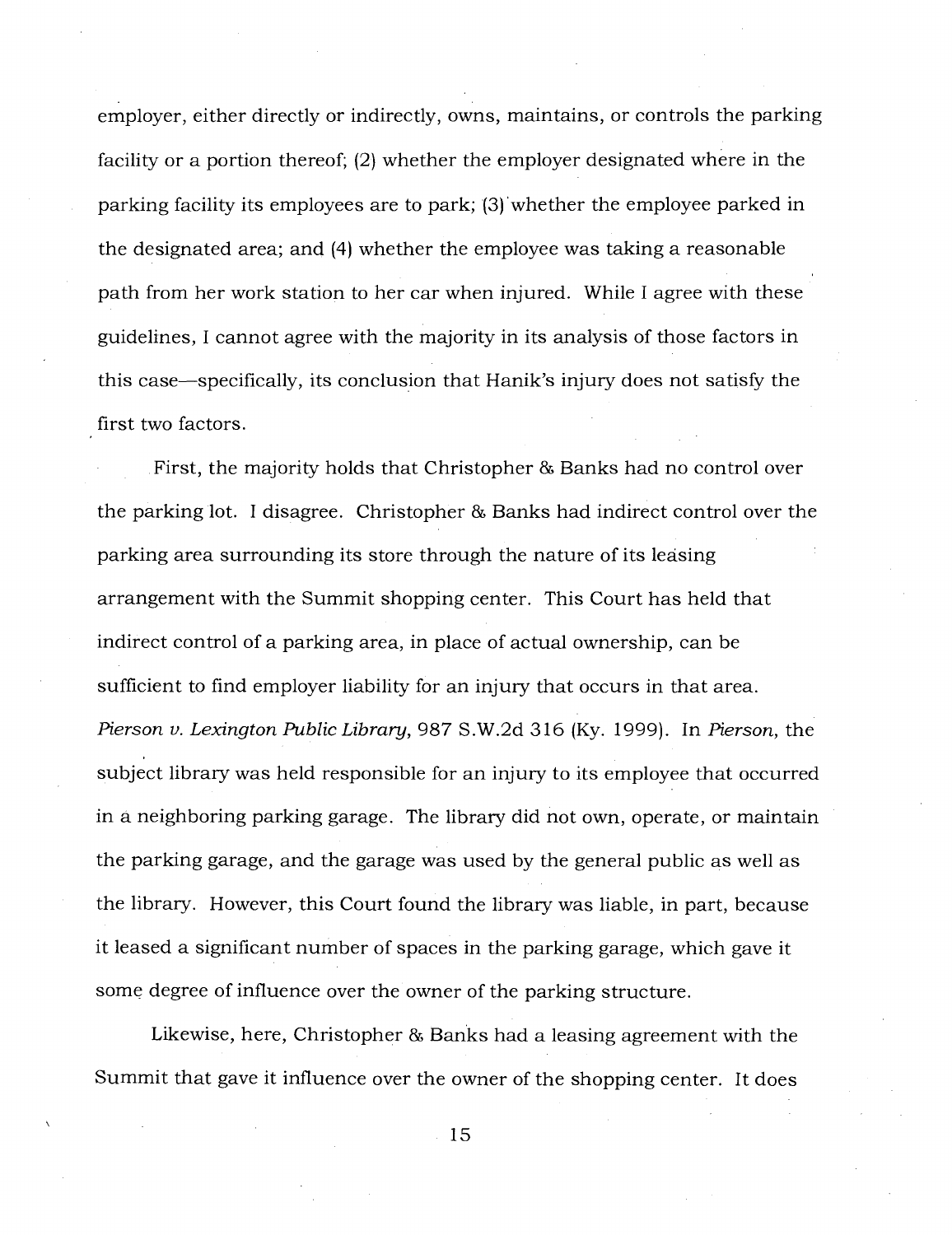employer, either directly or indirectly, owns, maintains, or controls the parking facility or a portion thereof; (2) whether the employer designated where in the parking facility its employees are to park; (3) whether the employee parked in the designated area; and (4) whether the employee was taking a reasonable path from her work station to her car when injured. While I agree with these guidelines, I cannot agree with the majority in its analysis of those factors in this case—specifically, its conclusion that Hanik's injury does not satisfy the first two factors.

First, the majority holds that Christopher & Banks had no control over the parking lot. I disagree. Christopher & Banks had indirect control over the parking area surrounding its store through the nature of its leasing arrangement with the Summit shopping center. This Court has held that indirect control of a parking area, in place of actual ownership, can be sufficient to find employer liability for an injury that occurs in that area. *Pierson v. Lexington Public Library*, 987 S.W.2d 316 (Ky. 1999). In *Pierson*, the subject library was held responsible for an injury to its employee that occurred in a neighboring parking garage. The library did not own, operate, or maintain the parking garage, and the garage was used by the general public as well as the library. However, this Court found the library was liable, in part, because it leased a significant number of spaces in the parking garage, which gave it some degree of influence over the owner of the parking structure.

Likewise, here, Christopher & Banks had a leasing agreement with the Summit that gave it influence over the owner of the shopping center. It does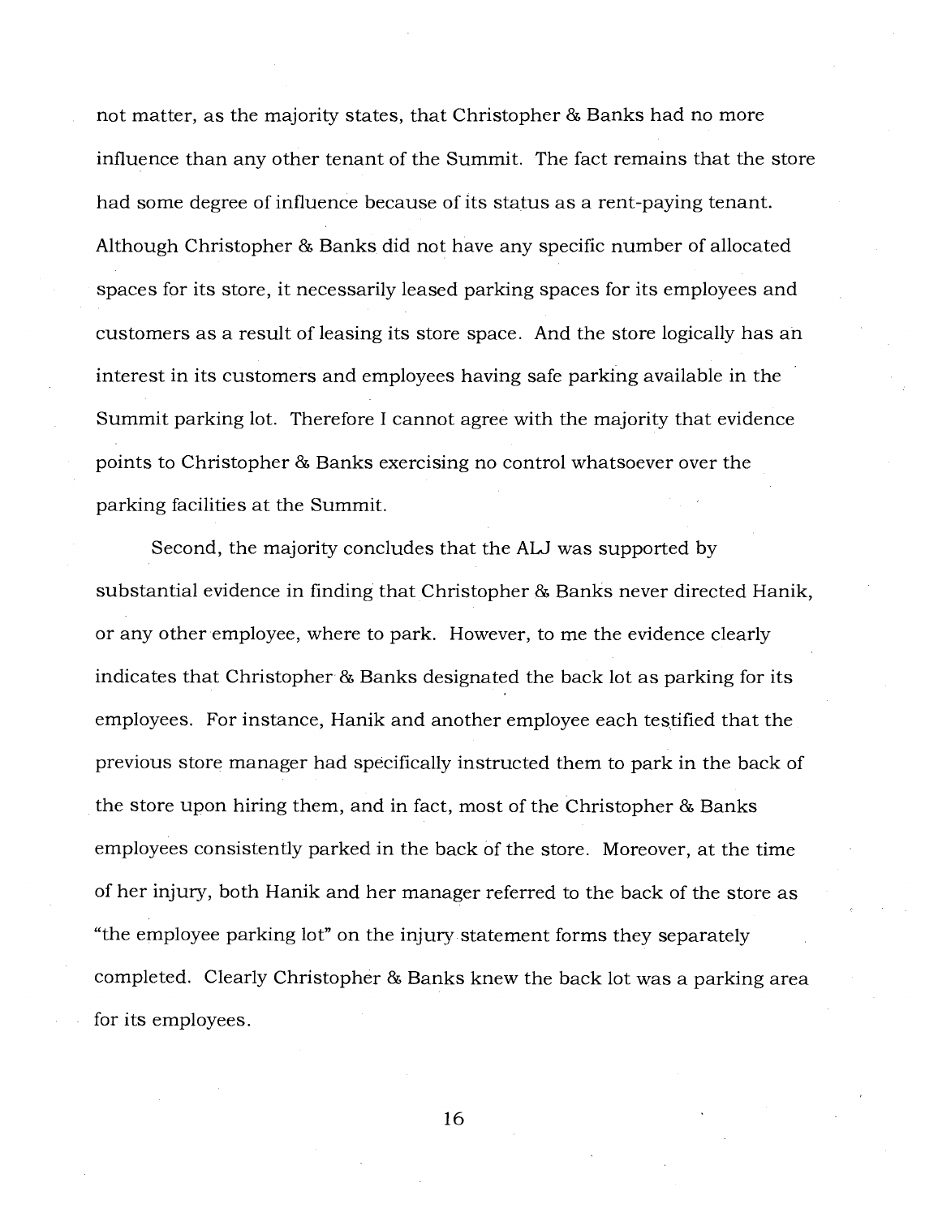not matter, as the majority states, that Christopher & Banks had no more influence than any other tenant of the Summit. The fact remains that the store had some degree of influence because of its status as a rent-paying tenant. Although Christopher & Banks did not have any specific number of allocated spaces for its store, it necessarily leased parking spaces for its employees and customers as a result of leasing its store space. And the store logically has an interest in its customers and employees having safe parking available in the Summit parking lot. Therefore I cannot agree with the majority that evidence points to Christopher & Banks exercising no control whatsoever over the parking facilities at the Summit.

Second, the majority concludes that the ALJ was supported by substantial evidence in finding that Christopher & Banks never directed Hanik, or any other employee, where to park. However, to me the evidence clearly indicates that Christopher & Banks designated the back lot as parking for its employees. For instance, Hanik and another employee each testified that the previous store manager had specifically instructed them to park in the back of the store upon hiring them, and in fact, most of the Christopher & Banks employees consistently parked in the back of the store. Moreover, at the time of her injury, both Hanik and her manager referred to the back of the store as "the employee parking lot" on the injury statement forms they separately completed. Clearly Christopher & Banks knew the back lot was a parking area for its employees.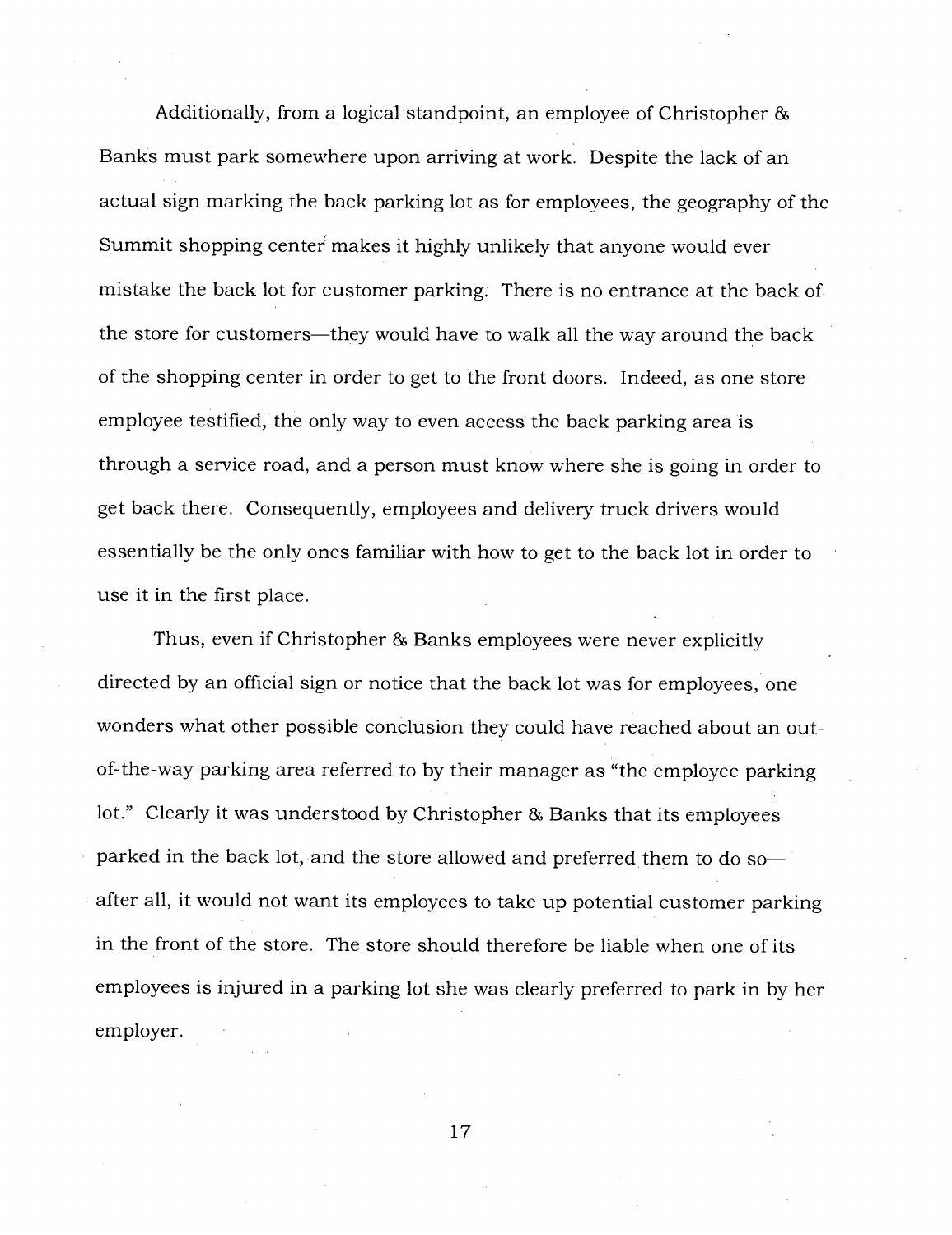Additionally, from a logical standpoint, an employee of Christopher & Banks must park somewhere upon arriving at work. Despite the lack of an actual sign marking the back parking lot as for employees, the geography of the Summit shopping center makes it highly unlikely that anyone would ever mistake the back lot for customer parking. There is no entrance at the back of the store for customers—they would have to walk all the way around the back of the shopping center in order to get to the front doors. Indeed, as one store employee testified, the only way to even access the back parking area is through a service road, and a person must know where she is going in order to get back there. Consequently, employees and delivery truck drivers would essentially be the only ones familiar with how to get to the back lot in order to use it in the first place.

Thus, even if Christopher & Banks employees were never explicitly directed by an official sign or notice that the back lot was for employees, one wonders what other possible conclusion they could have reached about an out-of-the-way parking area referred to by their manager as "the employee parking lot." Clearly it was understood by Christopher & Banks that its employees parked in the back lot, and the store allowed and preferred them to do so—after all, it would not want its employees to take up potential customer parking in the front of the store. The store should therefore be liable when one of its employees is injured in a parking lot she was clearly preferred to park in by her employer.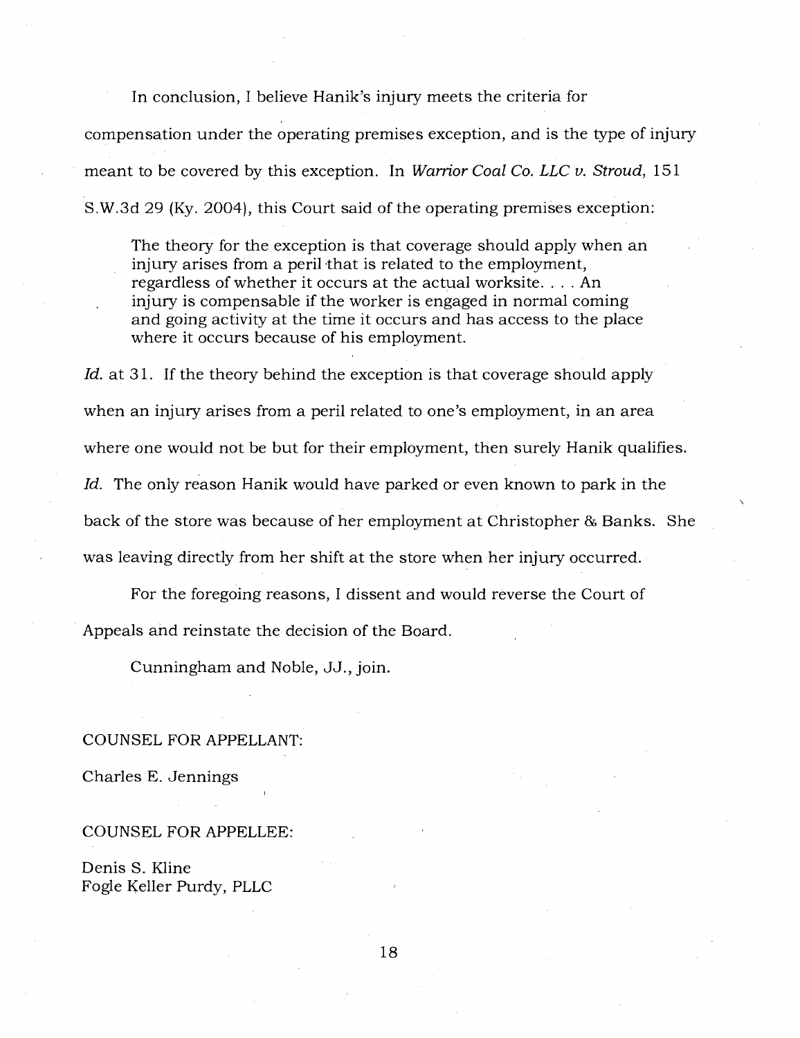In conclusion, I believe Hanik's injury meets the criteria for compensation under the operating premises exception, and is the type of injury meant to be covered by this exception. In *Warrior Coal Co. LLC v. Stroud*, 151 S.W.3d 29 (Ky. 2004), this Court said of the operating premises exception:

> The theory for the exception is that coverage should apply when an injury arises from a peril that is related to the employment, regardless of whether it occurs at the actual worksite. . . . An injury is compensable if the worker is engaged in normal coming and going activity at the time it occurs and has access to the place where it occurs because of his employment.

*Id.* at 31. If the theory behind the exception is that coverage should apply when an injury arises from a peril related to one's employment, in an area where one would not be but for their employment, then surely Hanik qualifies. *Id.* The only reason Hanik would have parked or even known to park in the back of the store was because of her employment at Christopher & Banks. She was leaving directly from her shift at the store when her injury occurred.

For the foregoing reasons, I dissent and would reverse the Court of Appeals and reinstate the decision of the Board.

Cunningham and Noble, JJ., join.

COUNSEL FOR APPELLANT:

Charles E. Jennings

COUNSEL FOR APPELLEE:

Denis S. Kline
Fogle Keller Purdy, PLLC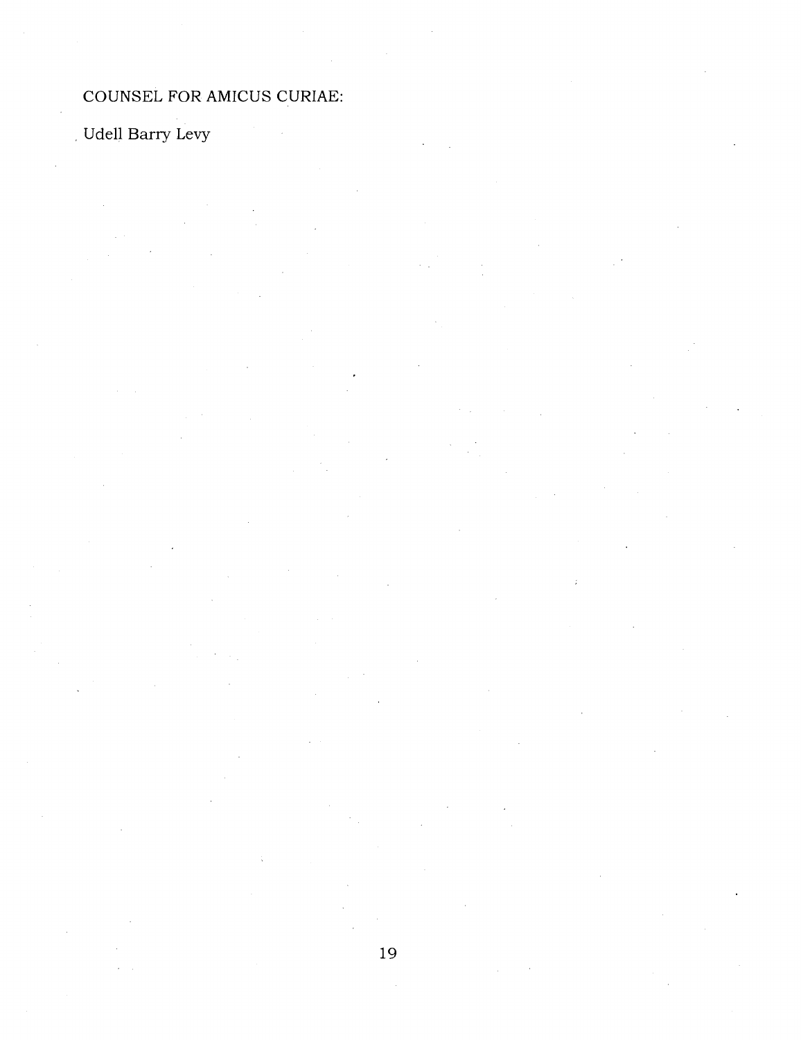COUNSEL FOR AMICUS CURIAE:

Udell Barry Levy